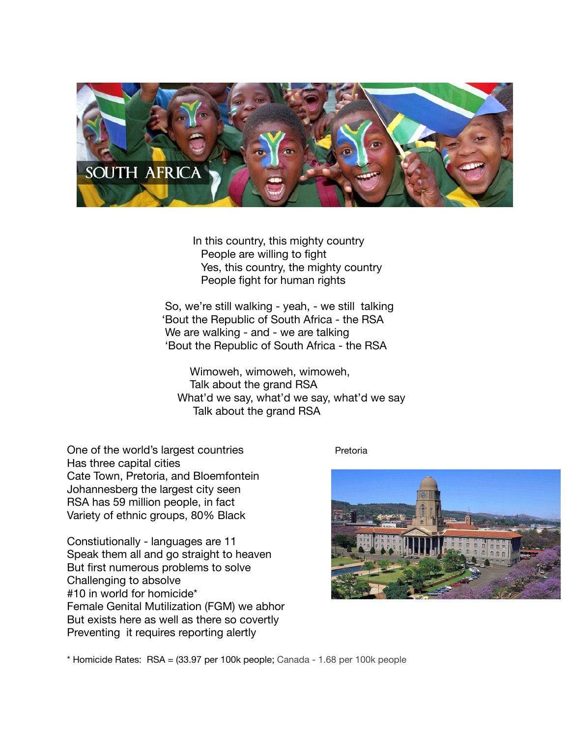# SOUTH AFRICA

In this country, this mighty country
People are willing to fight
Yes, this country, the mighty country
People fight for human rights

So, we're still walking - yeah, - we still talking
'Bout the Republic of South Africa - the RSA
We are walking - and - we are talking
'Bout the Republic of South Africa - the RSA

Wimoweh, wimoweh, wimoweh,
Talk about the grand RSA
What'd we say, what'd we say, what'd we say
Talk about the grand RSA

One of the world's largest countries
Has three capital cities
Cate Town, Pretoria, and Bloemfontein
Johannesberg the largest city seen
RSA has 59 million people, in fact
Variety of ethnic groups, 80% Black

Constiutionally - languages are 11
Speak them all and go straight to heaven
But first numerous problems to solve
Challenging to absolve
#10 in world for homicide*
Female Genital Mutilization (FGM) we abhor
But exists here as well as there so covertly
Preventing it requires reporting alertly

Pretoria

* Homicide Rates: RSA = (33.97 per 100k people; Canada - 1.68 per 100k people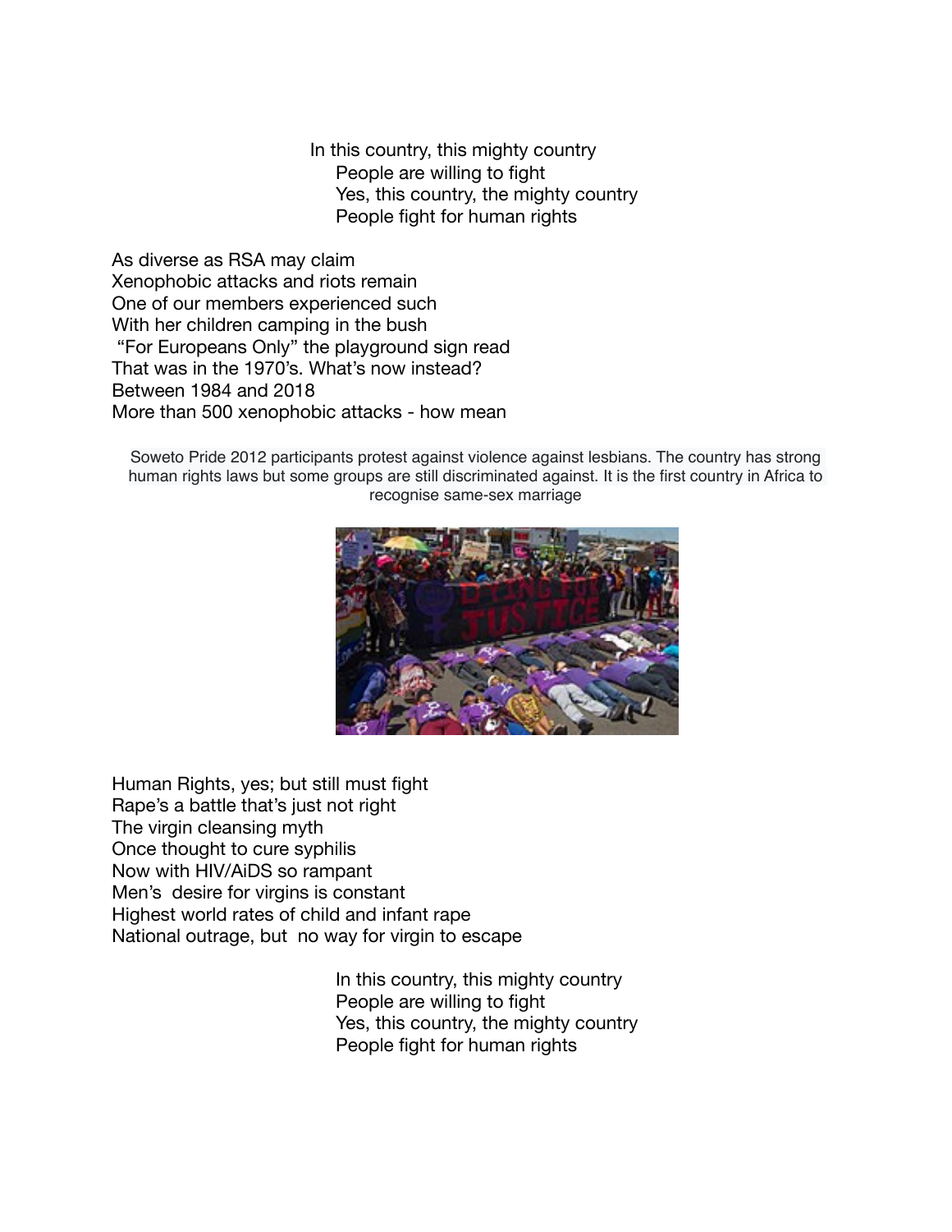In this country, this mighty country
People are willing to fight
Yes, this country, the mighty country
People fight for human rights

As diverse as RSA may claim
Xenophobic attacks and riots remain
One of our members experienced such
With her children camping in the bush
"For Europeans Only" the playground sign read
That was in the 1970's. What's now instead?
Between 1984 and 2018
More than 500 xenophobic attacks - how mean

Soweto Pride 2012 participants protest against violence against lesbians. The country has strong human rights laws but some groups are still discriminated against. It is the first country in Africa to recognise same-sex marriage

Human Rights, yes; but still must fight
Rape's a battle that's just not right
The virgin cleansing myth
Once thought to cure syphilis
Now with HIV/AiDS so rampant
Men's desire for virgins is constant
Highest world rates of child and infant rape
National outrage, but no way for virgin to escape

In this country, this mighty country
People are willing to fight
Yes, this country, the mighty country
People fight for human rights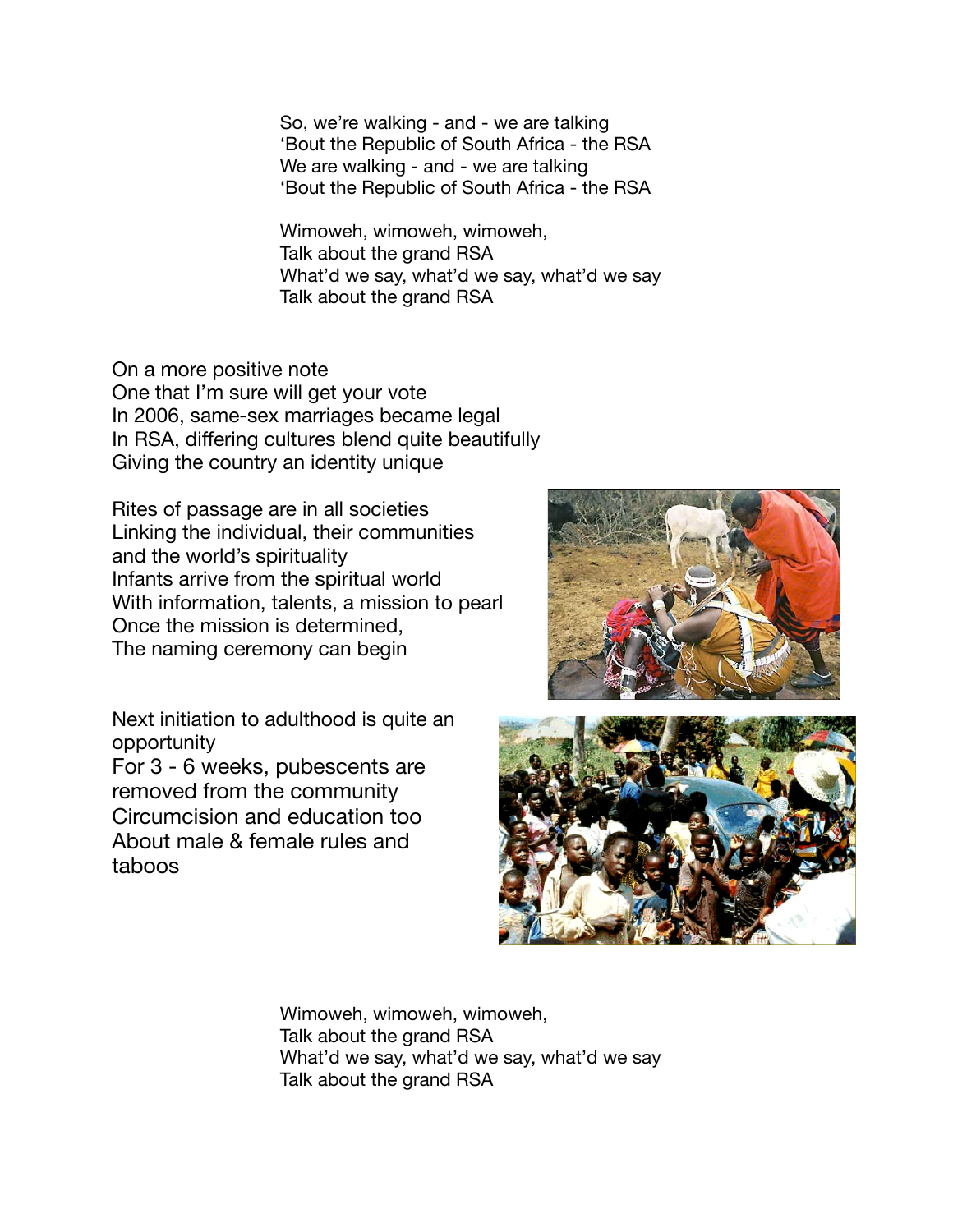So, we're walking - and - we are talking
'Bout the Republic of South Africa - the RSA
We are walking - and - we are talking
'Bout the Republic of South Africa - the RSA

Wimoweh, wimoweh, wimoweh,
Talk about the grand RSA
What'd we say, what'd we say, what'd we say
Talk about the grand RSA

On a more positive note
One that I'm sure will get your vote
In 2006, same-sex marriages became legal
In RSA, differing cultures blend quite beautifully
Giving the country an identity unique

Rites of passage are in all societies
Linking the individual, their communities
and the world's spirituality
Infants arrive from the spiritual world
With information, talents, a mission to pearl
Once the mission is determined,
The naming ceremony can begin

Next initiation to adulthood is quite an opportunity
For 3 - 6 weeks, pubescents are removed from the community
Circumcision and education too
About male & female rules and taboos

Wimoweh, wimoweh, wimoweh,
Talk about the grand RSA
What'd we say, what'd we say, what'd we say
Talk about the grand RSA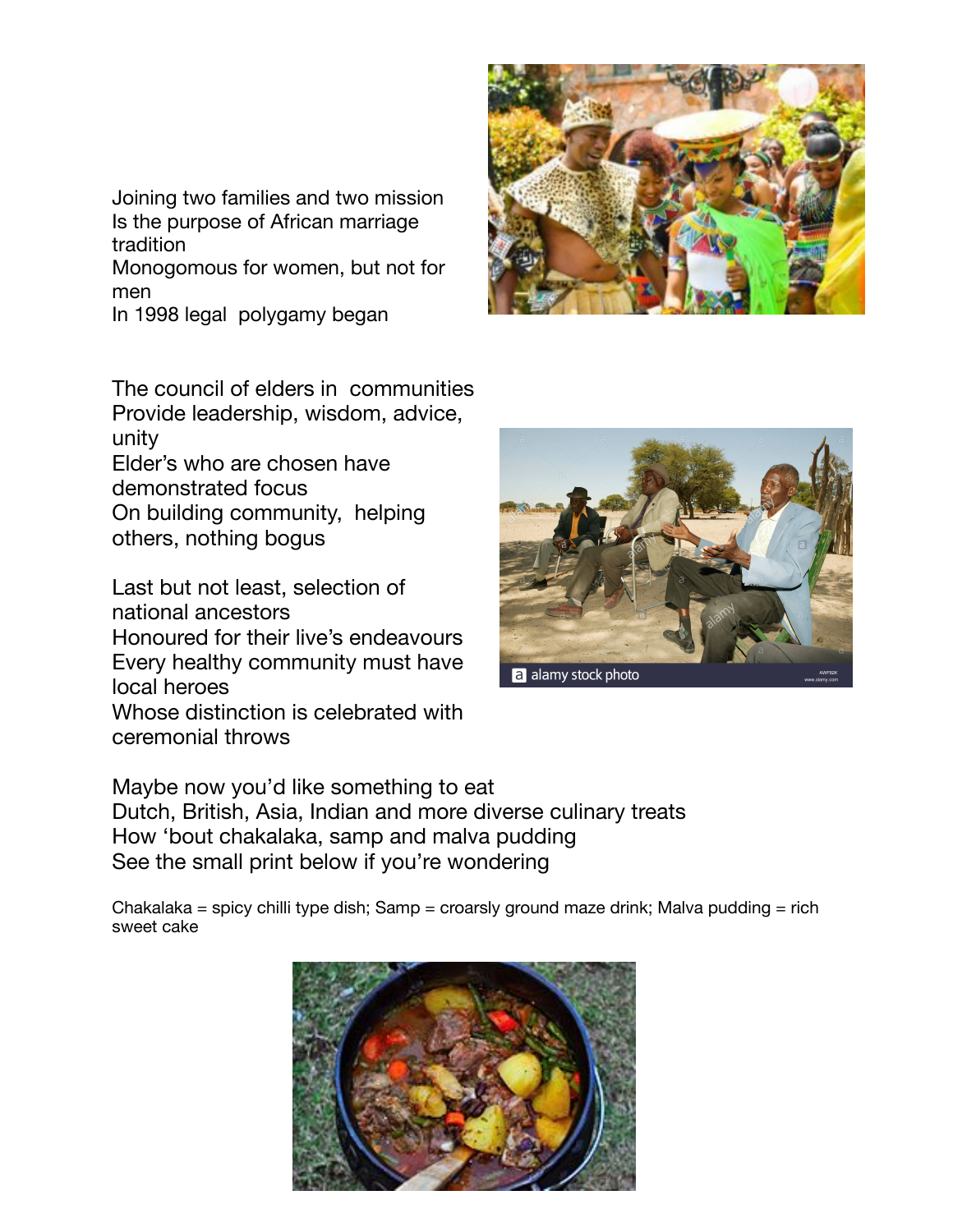Joining two families and two mission
Is the purpose of African marriage tradition
Monogomous for women, but not for men
In 1998 legal  polygamy began

The council of elders in  communities
Provide leadership, wisdom, advice, unity
Elder's who are chosen have demonstrated focus
On building community,  helping others, nothing bogus

Last but not least, selection of national ancestors
Honoured for their live's endeavours
Every healthy community must have local heroes
Whose distinction is celebrated with ceremonial throws

Maybe now you'd like something to eat
Dutch, British, Asia, Indian and more diverse culinary treats
How 'bout chakalaka, samp and malva pudding
See the small print below if you're wondering

Chakalaka = spicy chilli type dish; Samp = croarsly ground maze drink; Malva pudding = rich sweet cake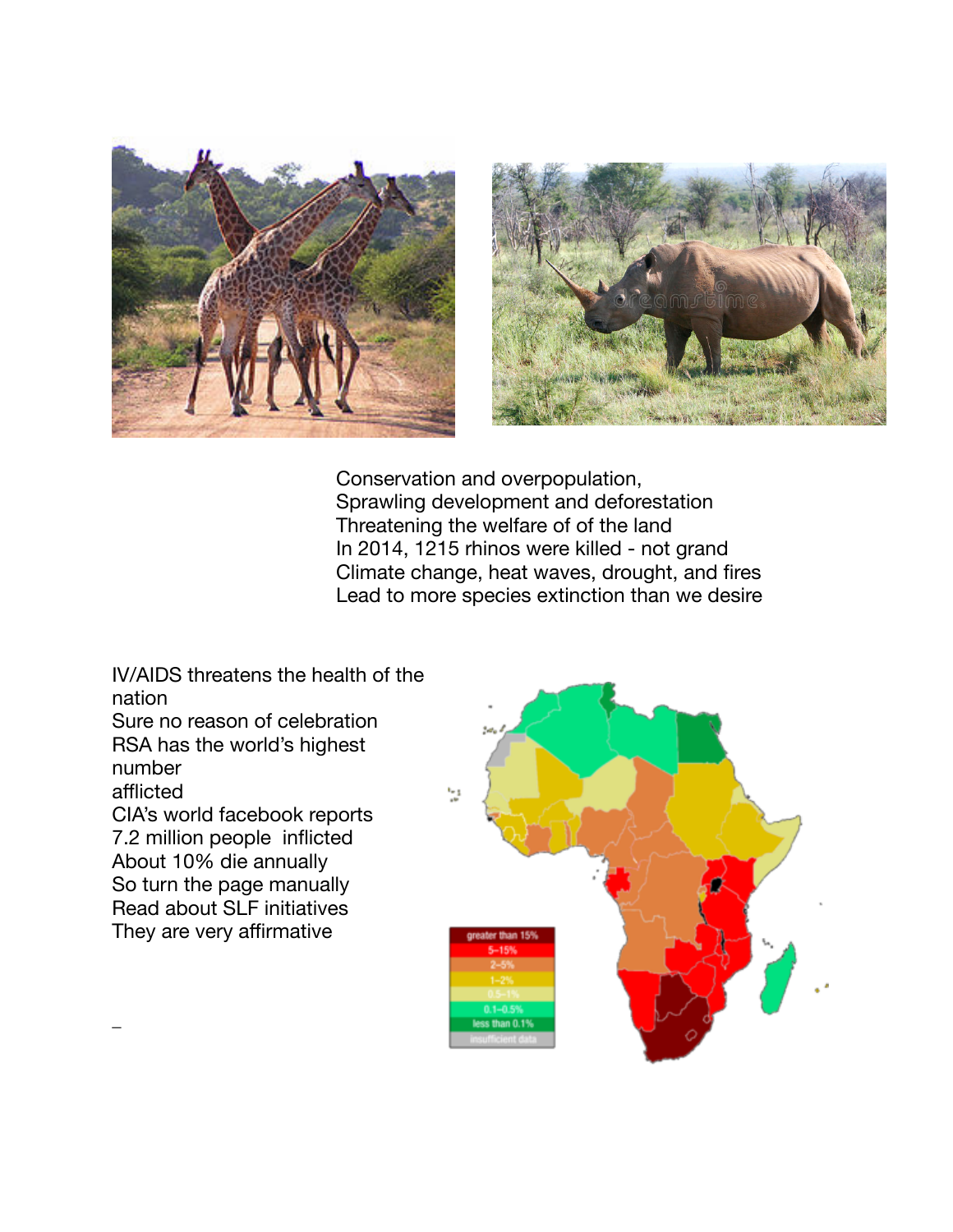Conservation and overpopulation,
Sprawling development and deforestation
Threatening the welfare of of the land
In 2014, 1215 rhinos were killed - not grand
Climate change, heat waves, drought, and fires
Lead to more species extinction than we desire

IV/AIDS threatens the health of the nation
Sure no reason of celebration
RSA has the world's highest number afflicted
CIA's world facebook reports
7.2 million people inflicted
About 10% die annually
So turn the page manually
Read about SLF initiatives
They are very affirmative

greater than 15%
5–15%
2–5%
1–2%
0.5–1%
0.1–0.5%
less than 0.1%
insufficient data